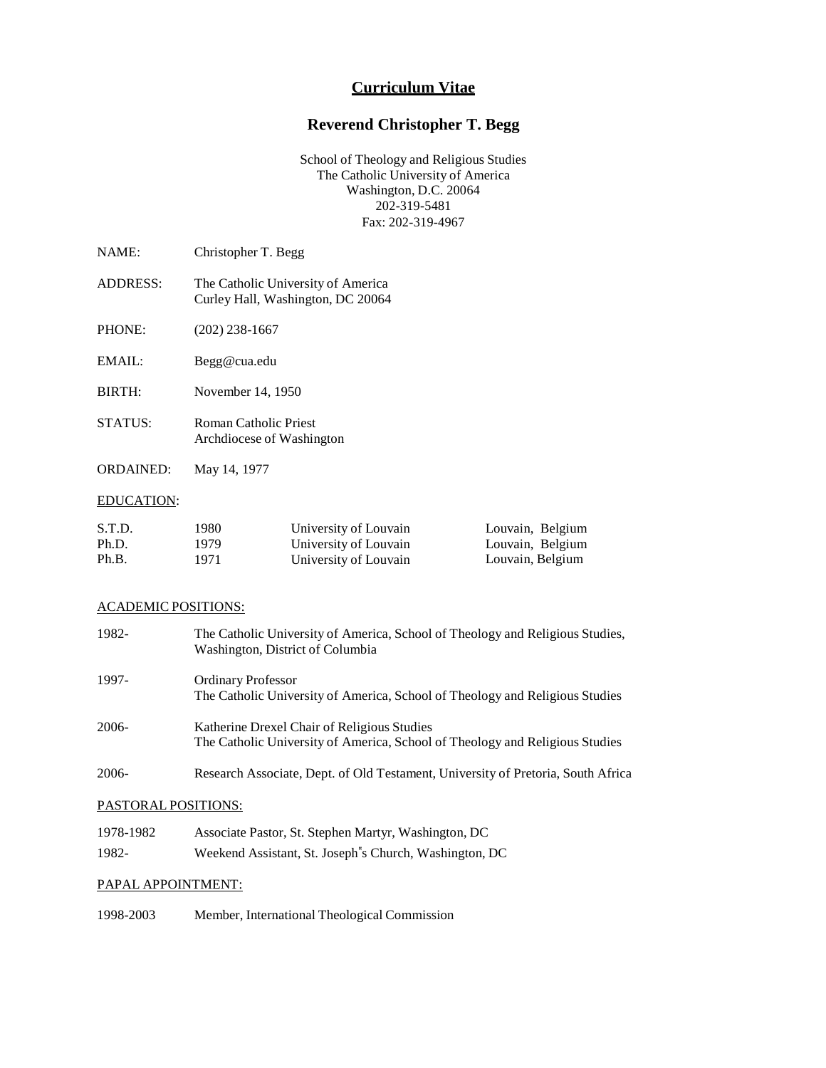# Curriculum Vitae

## Reverend Christopher T. Begg

School of Theology and Religious Studies
The Catholic University of America
Washington, D.C. 20064
202-319-5481
Fax: 202-319-4967

NAME: Christopher T. Begg

ADDRESS: The Catholic University of America
Curley Hall, Washington, DC 20064

PHONE: (202) 238-1667

EMAIL: Begg@cua.edu

BIRTH: November 14, 1950

STATUS: Roman Catholic Priest
Archdiocese of Washington

ORDAINED: May 14, 1977

EDUCATION:

| | | | |
|---|---|---|---|
| S.T.D. | 1980 | University of Louvain | Louvain, Belgium |
| Ph.D. | 1979 | University of Louvain | Louvain, Belgium |
| Ph.B. | 1971 | University of Louvain | Louvain, Belgium |

ACADEMIC POSITIONS:

1982- The Catholic University of America, School of Theology and Religious Studies, Washington, District of Columbia

1997- Ordinary Professor
The Catholic University of America, School of Theology and Religious Studies

2006- Katherine Drexel Chair of Religious Studies
The Catholic University of America, School of Theology and Religious Studies

2006- Research Associate, Dept. of Old Testament, University of Pretoria, South Africa

PASTORAL POSITIONS:

1978-1982 Associate Pastor, St. Stephen Martyr, Washington, DC

1982- Weekend Assistant, St. Joseph"s Church, Washington, DC

PAPAL APPOINTMENT:

1998-2003 Member, International Theological Commission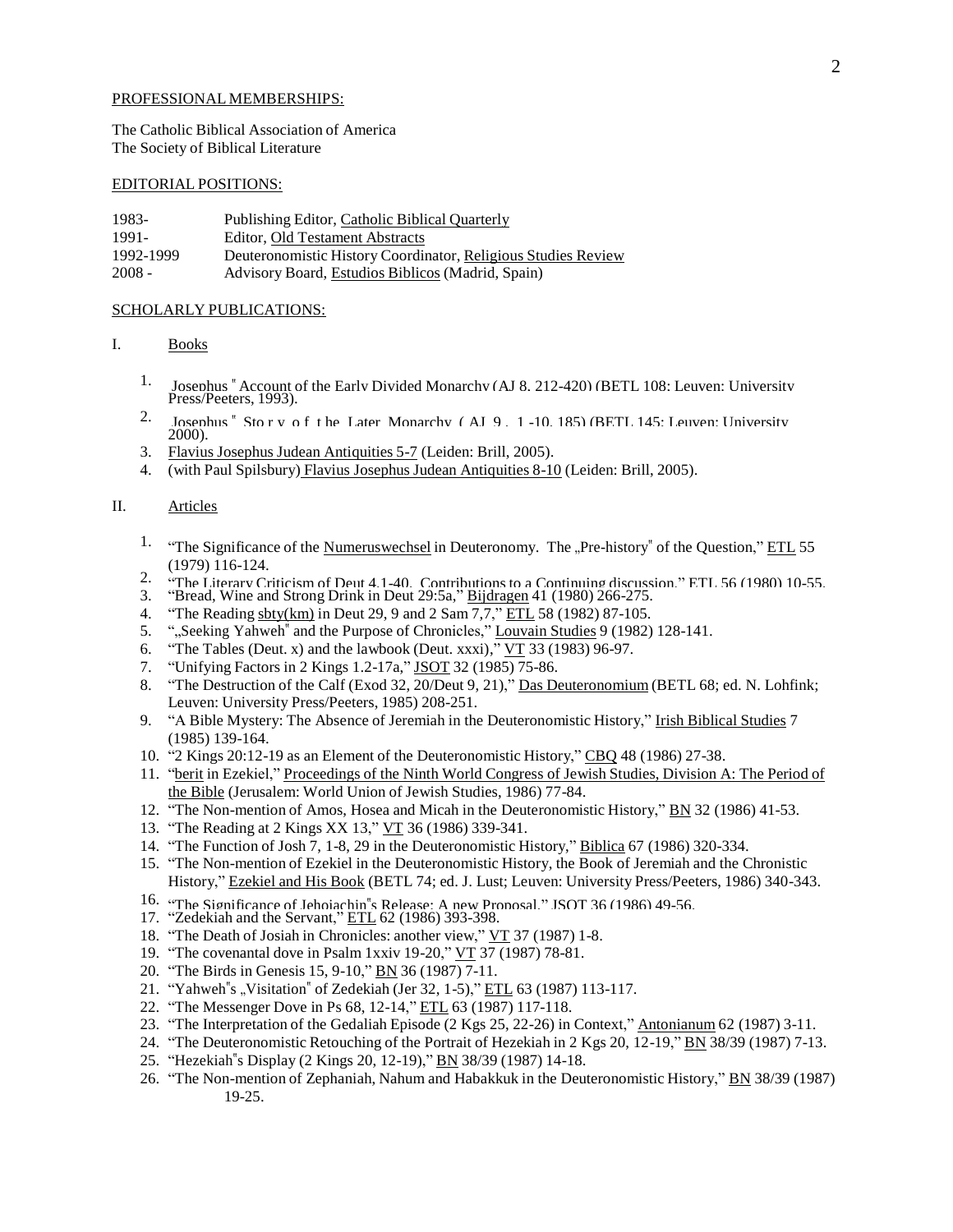PROFESSIONAL MEMBERSHIPS:

The Catholic Biblical Association of America
The Society of Biblical Literature

EDITORIAL POSITIONS:

| | |
|---|---|
| 1983- | Publishing Editor, Catholic Biblical Quarterly |
| 1991- | Editor, Old Testament Abstracts |
| 1992-1999 | Deuteronomistic History Coordinator, Religious Studies Review |
| 2008 - | Advisory Board, Estudios Biblicos (Madrid, Spain) |

SCHOLARLY PUBLICATIONS:

I. Books

1. Josephus" Account of the Early Divided Monarchy (AJ 8, 212-420) (BETL 108; Leuven: University Press/Peeters, 1993).
2. Josephus" Story of the Later Monarchy (AJ 9, 1-10, 185) (BETL 145; Leuven: University 2000).
3. Flavius Josephus Judean Antiquities 5-7 (Leiden: Brill, 2005).
4. (with Paul Spilsbury) Flavius Josephus Judean Antiquities 8-10 (Leiden: Brill, 2005).

II. Articles

1. "The Significance of the Numeruswechsel in Deuteronomy. The „Pre-history" of the Question," ETL 55 (1979) 116-124.
2. "The Literary Criticism of Deut 4,1-40. Contributions to a Continuing discussion," ETL 56 (1980) 10-55.
3. "Bread, Wine and Strong Drink in Deut 29:5a," Bijdragen 41 (1980) 266-275.
4. "The Reading sbty(km) in Deut 29, 9 and 2 Sam 7,7," ETL 58 (1982) 87-105.
5. "„Seeking Yahweh" and the Purpose of Chronicles," Louvain Studies 9 (1982) 128-141.
6. "The Tables (Deut. x) and the lawbook (Deut. xxxi)," VT 33 (1983) 96-97.
7. "Unifying Factors in 2 Kings 1.2-17a," JSOT 32 (1985) 75-86.
8. "The Destruction of the Calf (Exod 32, 20/Deut 9, 21)," Das Deuteronomium (BETL 68; ed. N. Lohfink; Leuven: University Press/Peeters, 1985) 208-251.
9. "A Bible Mystery: The Absence of Jeremiah in the Deuteronomistic History," Irish Biblical Studies 7 (1985) 139-164.
10. "2 Kings 20:12-19 as an Element of the Deuteronomistic History," CBQ 48 (1986) 27-38.
11. "berit in Ezekiel," Proceedings of the Ninth World Congress of Jewish Studies, Division A: The Period of the Bible (Jerusalem: World Union of Jewish Studies, 1986) 77-84.
12. "The Non-mention of Amos, Hosea and Micah in the Deuteronomistic History," BN 32 (1986) 41-53.
13. "The Reading at 2 Kings XX 13," VT 36 (1986) 339-341.
14. "The Function of Josh 7, 1-8, 29 in the Deuteronomistic History," Biblica 67 (1986) 320-334.
15. "The Non-mention of Ezekiel in the Deuteronomistic History, the Book of Jeremiah and the Chronistic History," Ezekiel and His Book (BETL 74; ed. J. Lust; Leuven: University Press/Peeters, 1986) 340-343.
16. "The Significance of Jehoiachin"s Release: A new Proposal," JSOT 36 (1986) 49-56.
17. "Zedekiah and the Servant," ETL 62 (1986) 393-398.
18. "The Death of Josiah in Chronicles: another view," VT 37 (1987) 1-8.
19. "The covenantal dove in Psalm 1xxiv 19-20," VT 37 (1987) 78-81.
20. "The Birds in Genesis 15, 9-10," BN 36 (1987) 7-11.
21. "Yahweh"s „Visitation" of Zedekiah (Jer 32, 1-5)," ETL 63 (1987) 113-117.
22. "The Messenger Dove in Ps 68, 12-14," ETL 63 (1987) 117-118.
23. "The Interpretation of the Gedaliah Episode (2 Kgs 25, 22-26) in Context," Antonianum 62 (1987) 3-11.
24. "The Deuteronomistic Retouching of the Portrait of Hezekiah in 2 Kgs 20, 12-19," BN 38/39 (1987) 7-13.
25. "Hezekiah"s Display (2 Kings 20, 12-19)," BN 38/39 (1987) 14-18.
26. "The Non-mention of Zephaniah, Nahum and Habakkuk in the Deuteronomistic History," BN 38/39 (1987) 19-25.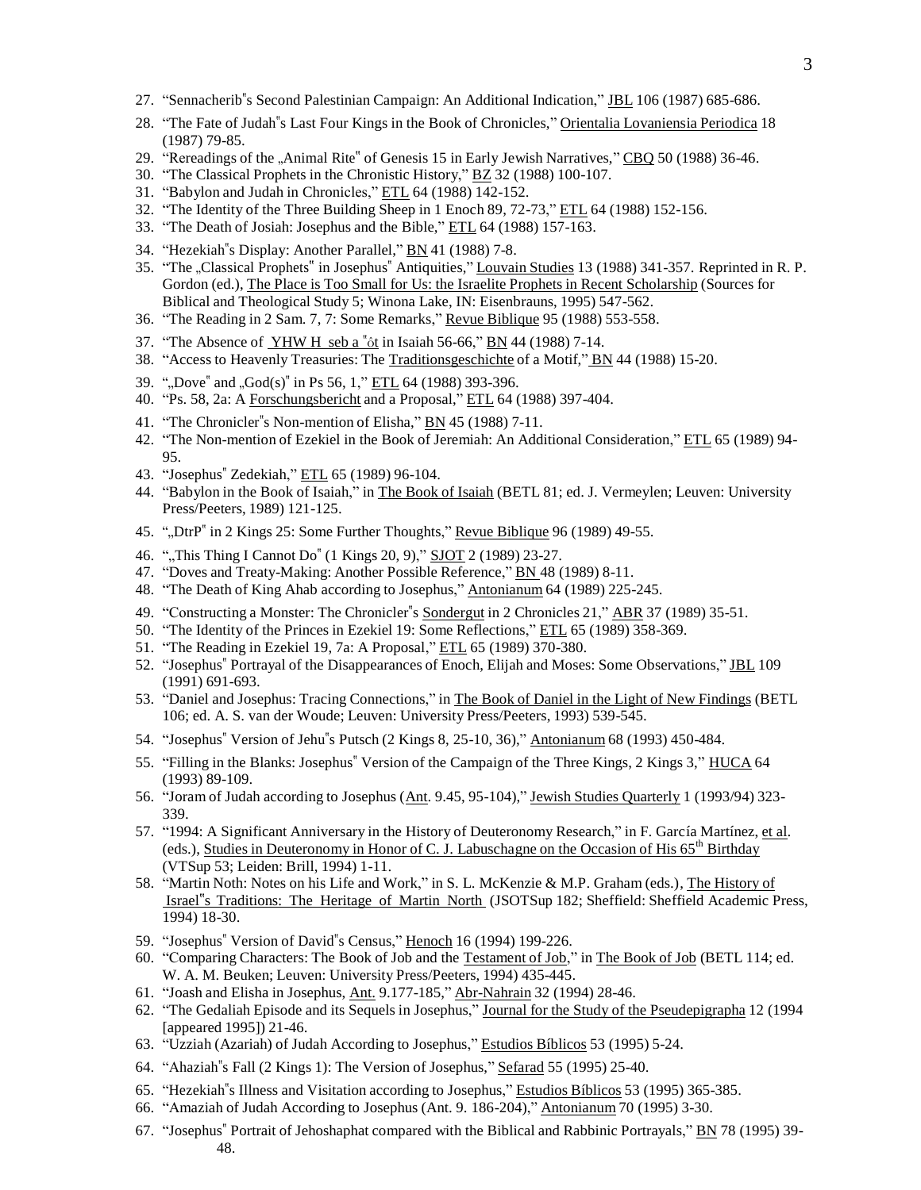27. "Sennacherib"s Second Palestinian Campaign: An Additional Indication," JBL 106 (1987) 685-686.
28. "The Fate of Judah"s Last Four Kings in the Book of Chronicles," Orientalia Lovaniensia Periodica 18 (1987) 79-85.
29. "Rereadings of the „Animal Rite" of Genesis 15 in Early Jewish Narratives," CBQ 50 (1988) 36-46.
30. "The Classical Prophets in the Chronistic History," BZ 32 (1988) 100-107.
31. "Babylon and Judah in Chronicles," ETL 64 (1988) 142-152.
32. "The Identity of the Three Building Sheep in 1 Enoch 89, 72-73," ETL 64 (1988) 152-156.
33. "The Death of Josiah: Josephus and the Bible," ETL 64 (1988) 157-163.
34. "Hezekiah"s Display: Another Parallel," BN 41 (1988) 7-8.
35. "The „Classical Prophets" in Josephus" Antiquities," Louvain Studies 13 (1988) 341-357. Reprinted in R. P. Gordon (ed.), The Place is Too Small for Us: the Israelite Prophets in Recent Scholarship (Sources for Biblical and Theological Study 5; Winona Lake, IN: Eisenbrauns, 1995) 547-562.
36. "The Reading in 2 Sam. 7, 7: Some Remarks," Revue Biblique 95 (1988) 553-558.
37. "The Absence of YHW H seb a "ôt in Isaiah 56-66," BN 44 (1988) 7-14.
38. "Access to Heavenly Treasuries: The Traditionsgeschichte of a Motif," BN 44 (1988) 15-20.
39. "„Dove" and „God(s)" in Ps 56, 1," ETL 64 (1988) 393-396.
40. "Ps. 58, 2a: A Forschungsbericht and a Proposal," ETL 64 (1988) 397-404.
41. "The Chronicler"s Non-mention of Elisha," BN 45 (1988) 7-11.
42. "The Non-mention of Ezekiel in the Book of Jeremiah: An Additional Consideration," ETL 65 (1989) 94-95.
43. "Josephus" Zedekiah," ETL 65 (1989) 96-104.
44. "Babylon in the Book of Isaiah," in The Book of Isaiah (BETL 81; ed. J. Vermeylen; Leuven: University Press/Peeters, 1989) 121-125.
45. "„DtrP" in 2 Kings 25: Some Further Thoughts," Revue Biblique 96 (1989) 49-55.
46. "„This Thing I Cannot Do" (1 Kings 20, 9)," SJOT 2 (1989) 23-27.
47. "Doves and Treaty-Making: Another Possible Reference," BN 48 (1989) 8-11.
48. "The Death of King Ahab according to Josephus," Antonianum 64 (1989) 225-245.
49. "Constructing a Monster: The Chronicler"s Sondergut in 2 Chronicles 21," ABR 37 (1989) 35-51.
50. "The Identity of the Princes in Ezekiel 19: Some Reflections," ETL 65 (1989) 358-369.
51. "The Reading in Ezekiel 19, 7a: A Proposal," ETL 65 (1989) 370-380.
52. "Josephus" Portrayal of the Disappearances of Enoch, Elijah and Moses: Some Observations," JBL 109 (1991) 691-693.
53. "Daniel and Josephus: Tracing Connections," in The Book of Daniel in the Light of New Findings (BETL 106; ed. A. S. van der Woude; Leuven: University Press/Peeters, 1993) 539-545.
54. "Josephus" Version of Jehu"s Putsch (2 Kings 8, 25-10, 36)," Antonianum 68 (1993) 450-484.
55. "Filling in the Blanks: Josephus" Version of the Campaign of the Three Kings, 2 Kings 3," HUCA 64 (1993) 89-109.
56. "Joram of Judah according to Josephus (Ant. 9.45, 95-104)," Jewish Studies Quarterly 1 (1993/94) 323-339.
57. "1994: A Significant Anniversary in the History of Deuteronomy Research," in F. García Martínez, et al. (eds.), Studies in Deuteronomy in Honor of C. J. Labuschagne on the Occasion of His 65th Birthday (VTSup 53; Leiden: Brill, 1994) 1-11.
58. "Martin Noth: Notes on his Life and Work," in S. L. McKenzie & M.P. Graham (eds.), The History of Israel"s Traditions: The Heritage of Martin North (JSOTSup 182; Sheffield: Sheffield Academic Press, 1994) 18-30.
59. "Josephus" Version of David"s Census," Henoch 16 (1994) 199-226.
60. "Comparing Characters: The Book of Job and the Testament of Job," in The Book of Job (BETL 114; ed. W. A. M. Beuken; Leuven: University Press/Peeters, 1994) 435-445.
61. "Joash and Elisha in Josephus, Ant. 9.177-185," Abr-Nahrain 32 (1994) 28-46.
62. "The Gedaliah Episode and its Sequels in Josephus," Journal for the Study of the Pseudepigrapha 12 (1994 [appeared 1995]) 21-46.
63. "Uzziah (Azariah) of Judah According to Josephus," Estudios Bíblicos 53 (1995) 5-24.
64. "Ahaziah"s Fall (2 Kings 1): The Version of Josephus," Sefarad 55 (1995) 25-40.
65. "Hezekiah"s Illness and Visitation according to Josephus," Estudios Bíblicos 53 (1995) 365-385.
66. "Amaziah of Judah According to Josephus (Ant. 9. 186-204)," Antonianum 70 (1995) 3-30.
67. "Josephus" Portrait of Jehoshaphat compared with the Biblical and Rabbinic Portrayals," BN 78 (1995) 39-48.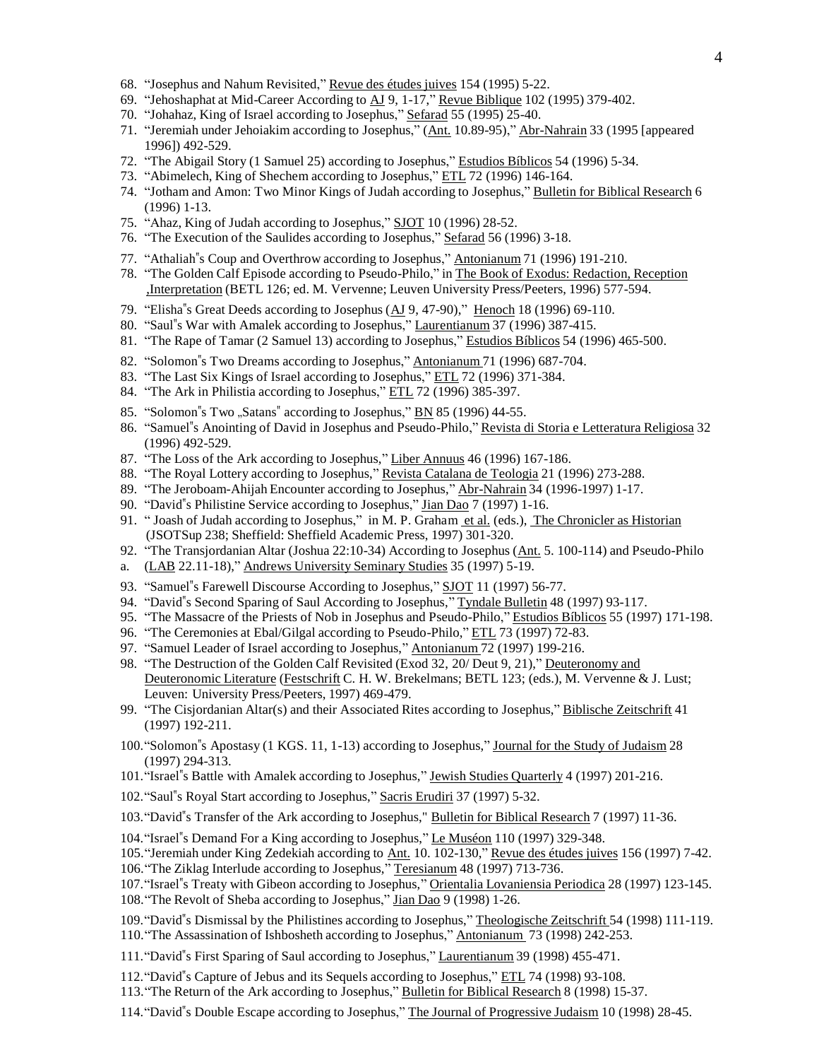68. "Josephus and Nahum Revisited," Revue des études juives 154 (1995) 5-22.
69. "Jehoshaphat at Mid-Career According to AJ 9, 1-17," Revue Biblique 102 (1995) 379-402.
70. "Johahaz, King of Israel according to Josephus," Sefarad 55 (1995) 25-40.
71. "Jeremiah under Jehoiakim according to Josephus," (Ant. 10.89-95)," Abr-Nahrain 33 (1995 [appeared 1996]) 492-529.
72. "The Abigail Story (1 Samuel 25) according to Josephus," Estudios Bíblicos 54 (1996) 5-34.
73. "Abimelech, King of Shechem according to Josephus," ETL 72 (1996) 146-164.
74. "Jotham and Amon: Two Minor Kings of Judah according to Josephus," Bulletin for Biblical Research 6 (1996) 1-13.
75. "Ahaz, King of Judah according to Josephus," SJOT 10 (1996) 28-52.
76. "The Execution of the Saulides according to Josephus," Sefarad 56 (1996) 3-18.
77. "Athaliah"s Coup and Overthrow according to Josephus," Antonianum 71 (1996) 191-210.
78. "The Golden Calf Episode according to Pseudo-Philo," in The Book of Exodus: Redaction, Reception ,Interpretation (BETL 126; ed. M. Vervenne; Leuven University Press/Peeters, 1996) 577-594.
79. "Elisha"s Great Deeds according to Josephus (AJ 9, 47-90)," Henoch 18 (1996) 69-110.
80. "Saul"s War with Amalek according to Josephus," Laurentianum 37 (1996) 387-415.
81. "The Rape of Tamar (2 Samuel 13) according to Josephus," Estudios Bíblicos 54 (1996) 465-500.
82. "Solomon"s Two Dreams according to Josephus," Antonianum 71 (1996) 687-704.
83. "The Last Six Kings of Israel according to Josephus," ETL 72 (1996) 371-384.
84. "The Ark in Philistia according to Josephus," ETL 72 (1996) 385-397.
85. "Solomon"s Two „Satans" according to Josephus," BN 85 (1996) 44-55.
86. "Samuel"s Anointing of David in Josephus and Pseudo-Philo," Revista di Storia e Letteratura Religiosa 32 (1996) 492-529.
87. "The Loss of the Ark according to Josephus," Liber Annuus 46 (1996) 167-186.
88. "The Royal Lottery according to Josephus," Revista Catalana de Teologia 21 (1996) 273-288.
89. "The Jeroboam-Ahijah Encounter according to Josephus," Abr-Nahrain 34 (1996-1997) 1-17.
90. "David"s Philistine Service according to Josephus," Jian Dao 7 (1997) 1-16.
91. " Joash of Judah according to Josephus," in M. P. Graham et al. (eds.), The Chronicler as Historian (JSOTSup 238; Sheffield: Sheffield Academic Press, 1997) 301-320.
92. "The Transjordanian Altar (Joshua 22:10-34) According to Josephus (Ant. 5. 100-114) and Pseudo-Philo
a. (LAB 22.11-18)," Andrews University Seminary Studies 35 (1997) 5-19.
93. "Samuel"s Farewell Discourse According to Josephus," SJOT 11 (1997) 56-77.
94. "David"s Second Sparing of Saul According to Josephus," Tyndale Bulletin 48 (1997) 93-117.
95. "The Massacre of the Priests of Nob in Josephus and Pseudo-Philo," Estudios Bíblicos 55 (1997) 171-198.
96. "The Ceremonies at Ebal/Gilgal according to Pseudo-Philo," ETL 73 (1997) 72-83.
97. "Samuel Leader of Israel according to Josephus," Antonianum 72 (1997) 199-216.
98. "The Destruction of the Golden Calf Revisited (Exod 32, 20/ Deut 9, 21)," Deuteronomy and Deuteronomic Literature (Festschrift C. H. W. Brekelmans; BETL 123; (eds.), M. Vervenne & J. Lust; Leuven: University Press/Peeters, 1997) 469-479.
99. "The Cisjordanian Altar(s) and their Associated Rites according to Josephus," Biblische Zeitschrift 41 (1997) 192-211.
100. "Solomon"s Apostasy (1 KGS. 11, 1-13) according to Josephus," Journal for the Study of Judaism 28 (1997) 294-313.
101. "Israel"s Battle with Amalek according to Josephus," Jewish Studies Quarterly 4 (1997) 201-216.
102. "Saul"s Royal Start according to Josephus," Sacris Erudiri 37 (1997) 5-32.
103. "David"s Transfer of the Ark according to Josephus," Bulletin for Biblical Research 7 (1997) 11-36.
104. "Israel"s Demand For a King according to Josephus," Le Muséon 110 (1997) 329-348.
105. "Jeremiah under King Zedekiah according to Ant. 10. 102-130," Revue des études juives 156 (1997) 7-42.
106. "The Ziklag Interlude according to Josephus," Teresianum 48 (1997) 713-736.
107. "Israel"s Treaty with Gibeon according to Josephus," Orientalia Lovaniensia Periodica 28 (1997) 123-145.
108. "The Revolt of Sheba according to Josephus," Jian Dao 9 (1998) 1-26.
109. "David"s Dismissal by the Philistines according to Josephus," Theologische Zeitschrift 54 (1998) 111-119.
110. "The Assassination of Ishbosheth according to Josephus," Antonianum 73 (1998) 242-253.
111. "David"s First Sparing of Saul according to Josephus," Laurentianum 39 (1998) 455-471.
112. "David"s Capture of Jebus and its Sequels according to Josephus," ETL 74 (1998) 93-108.
113. "The Return of the Ark according to Josephus," Bulletin for Biblical Research 8 (1998) 15-37.
114. "David"s Double Escape according to Josephus," The Journal of Progressive Judaism 10 (1998) 28-45.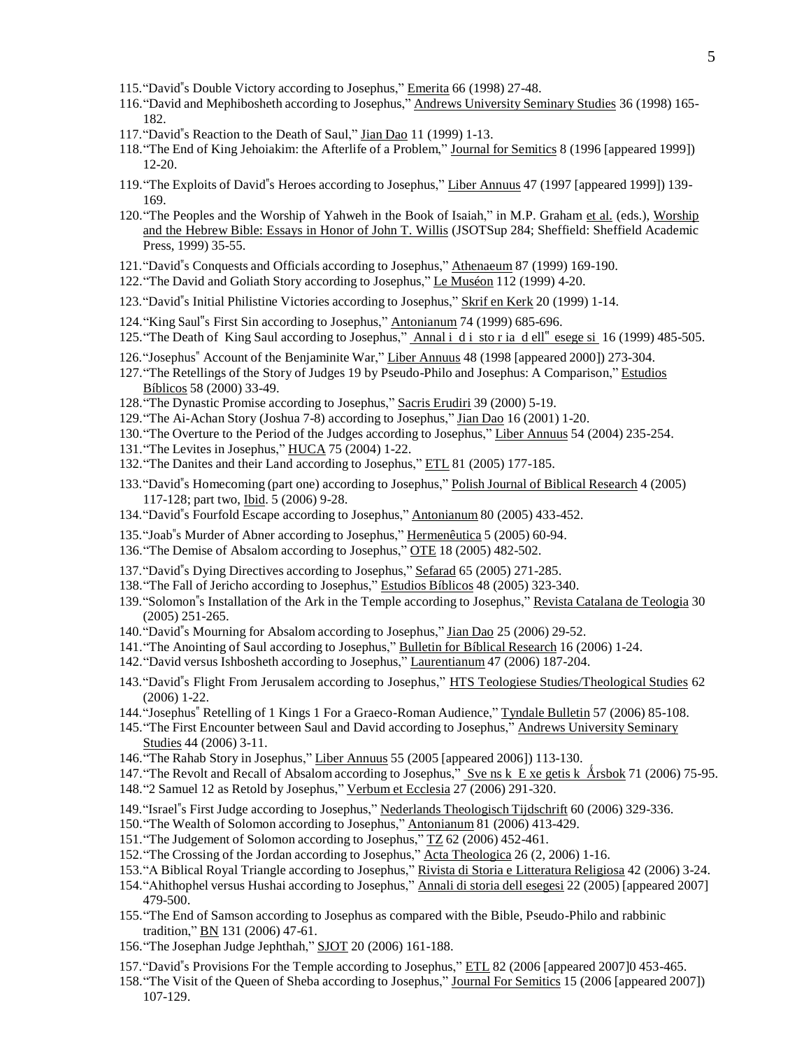115. "David"s Double Victory according to Josephus," Emerita 66 (1998) 27-48.
116. "David and Mephibosheth according to Josephus," Andrews University Seminary Studies 36 (1998) 165-182.
117. "David"s Reaction to the Death of Saul," Jian Dao 11 (1999) 1-13.
118. "The End of King Jehoiakim: the Afterlife of a Problem," Journal for Semitics 8 (1996 [appeared 1999]) 12-20.
119. "The Exploits of David"s Heroes according to Josephus," Liber Annuus 47 (1997 [appeared 1999]) 139-169.
120. "The Peoples and the Worship of Yahweh in the Book of Isaiah," in M.P. Graham et al. (eds.), Worship and the Hebrew Bible: Essays in Honor of John T. Willis (JSOTSup 284; Sheffield: Sheffield Academic Press, 1999) 35-55.
121. "David"s Conquests and Officials according to Josephus," Athenaeum 87 (1999) 169-190.
122. "The David and Goliath Story according to Josephus," Le Muséon 112 (1999) 4-20.
123. "David"s Initial Philistine Victories according to Josephus," Skrif en Kerk 20 (1999) 1-14.
124. "King Saul"s First Sin according to Josephus," Antonianum 74 (1999) 685-696.
125. "The Death of King Saul according to Josephus," Annal i d i sto r ia d ell" esege si 16 (1999) 485-505.
126. "Josephus" Account of the Benjaminite War," Liber Annuus 48 (1998 [appeared 2000]) 273-304.
127. "The Retellings of the Story of Judges 19 by Pseudo-Philo and Josephus: A Comparison," Estudios Bíblicos 58 (2000) 33-49.
128. "The Dynastic Promise according to Josephus," Sacris Erudiri 39 (2000) 5-19.
129. "The Ai-Achan Story (Joshua 7-8) according to Josephus," Jian Dao 16 (2001) 1-20.
130. "The Overture to the Period of the Judges according to Josephus," Liber Annuus 54 (2004) 235-254.
131. "The Levites in Josephus," HUCA 75 (2004) 1-22.
132. "The Danites and their Land according to Josephus," ETL 81 (2005) 177-185.
133. "David"s Homecoming (part one) according to Josephus," Polish Journal of Biblical Research 4 (2005) 117-128; part two, Ibid. 5 (2006) 9-28.
134. "David"s Fourfold Escape according to Josephus," Antonianum 80 (2005) 433-452.
135. "Joab"s Murder of Abner according to Josephus," Hermenêutica 5 (2005) 60-94.
136. "The Demise of Absalom according to Josephus," OTE 18 (2005) 482-502.
137. "David"s Dying Directives according to Josephus," Sefarad 65 (2005) 271-285.
138. "The Fall of Jericho according to Josephus," Estudios Bíblicos 48 (2005) 323-340.
139. "Solomon"s Installation of the Ark in the Temple according to Josephus," Revista Catalana de Teologia 30 (2005) 251-265.
140. "David"s Mourning for Absalom according to Josephus," Jian Dao 25 (2006) 29-52.
141. "The Anointing of Saul according to Josephus," Bulletin for Bíblical Research 16 (2006) 1-24.
142. "David versus Ishbosheth according to Josephus," Laurentianum 47 (2006) 187-204.
143. "David"s Flight From Jerusalem according to Josephus," HTS Teologiese Studies/Theological Studies 62 (2006) 1-22.
144. "Josephus" Retelling of 1 Kings 1 For a Graeco-Roman Audience," Tyndale Bulletin 57 (2006) 85-108.
145. "The First Encounter between Saul and David according to Josephus," Andrews University Seminary Studies 44 (2006) 3-11.
146. "The Rahab Story in Josephus," Liber Annuus 55 (2005 [appeared 2006]) 113-130.
147. "The Revolt and Recall of Absalom according to Josephus," Sve ns k E xe getis k Årsbok 71 (2006) 75-95.
148. "2 Samuel 12 as Retold by Josephus," Verbum et Ecclesia 27 (2006) 291-320.
149. "Israel"s First Judge according to Josephus," Nederlands Theologisch Tijdschrift 60 (2006) 329-336.
150. "The Wealth of Solomon according to Josephus," Antonianum 81 (2006) 413-429.
151. "The Judgement of Solomon according to Josephus," TZ 62 (2006) 452-461.
152. "The Crossing of the Jordan according to Josephus," Acta Theologica 26 (2, 2006) 1-16.
153. "A Biblical Royal Triangle according to Josephus," Rivista di Storia e Litteratura Religiosa 42 (2006) 3-24.
154. "Ahithophel versus Hushai according to Josephus," Annali di storia dell esegesi 22 (2005) [appeared 2007] 479-500.
155. "The End of Samson according to Josephus as compared with the Bible, Pseudo-Philo and rabbinic tradition," BN 131 (2006) 47-61.
156. "The Josephan Judge Jephthah," SJOT 20 (2006) 161-188.
157. "David"s Provisions For the Temple according to Josephus," ETL 82 (2006 [appeared 2007]0 453-465.
158. "The Visit of the Queen of Sheba according to Josephus," Journal For Semitics 15 (2006 [appeared 2007]) 107-129.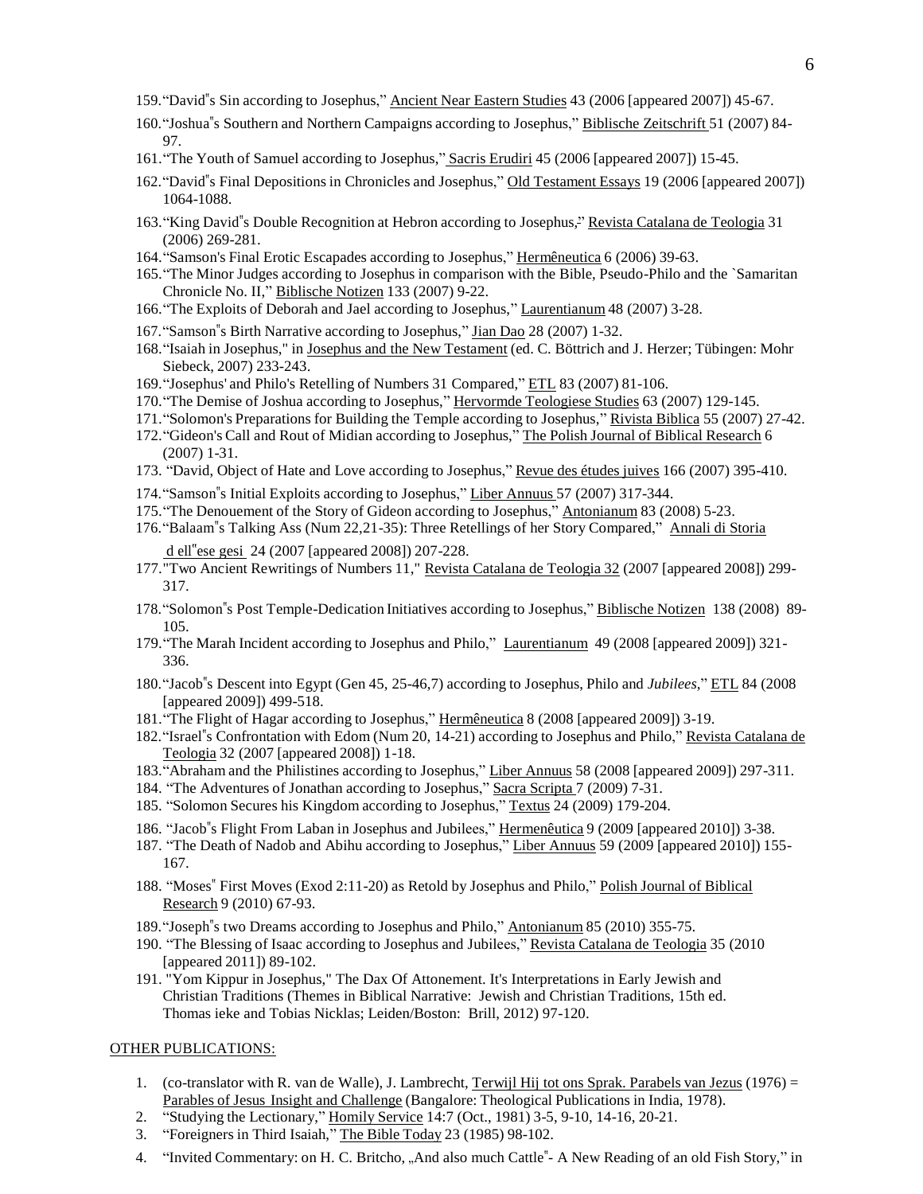159. "David"s Sin according to Josephus," Ancient Near Eastern Studies 43 (2006 [appeared 2007]) 45-67.
160. "Joshua"s Southern and Northern Campaigns according to Josephus," Biblische Zeitschrift 51 (2007) 84-97.
161. "The Youth of Samuel according to Josephus," Sacris Erudiri 45 (2006 [appeared 2007]) 15-45.
162. "David"s Final Depositions in Chronicles and Josephus," Old Testament Essays 19 (2006 [appeared 2007]) 1064-1088.
163. "King David"s Double Recognition at Hebron according to Josephus," Revista Catalana de Teologia 31 (2006) 269-281.
164. "Samson's Final Erotic Escapades according to Josephus," Hermêneutica 6 (2006) 39-63.
165. "The Minor Judges according to Josephus in comparison with the Bible, Pseudo-Philo and the `Samaritan Chronicle No. II," Biblische Notizen 133 (2007) 9-22.
166. "The Exploits of Deborah and Jael according to Josephus," Laurentianum 48 (2007) 3-28.
167. "Samson"s Birth Narrative according to Josephus," Jian Dao 28 (2007) 1-32.
168. "Isaiah in Josephus," in Josephus and the New Testament (ed. C. Böttrich and J. Herzer; Tübingen: Mohr Siebeck, 2007) 233-243.
169. "Josephus' and Philo's Retelling of Numbers 31 Compared," ETL 83 (2007) 81-106.
170. "The Demise of Joshua according to Josephus," Hervormde Teologiese Studies 63 (2007) 129-145.
171. "Solomon's Preparations for Building the Temple according to Josephus," Rivista Biblica 55 (2007) 27-42.
172. "Gideon's Call and Rout of Midian according to Josephus," The Polish Journal of Biblical Research 6 (2007) 1-31.
173. "David, Object of Hate and Love according to Josephus," Revue des études juives 166 (2007) 395-410.
174. "Samson"s Initial Exploits according to Josephus," Liber Annuus 57 (2007) 317-344.
175. "The Denouement of the Story of Gideon according to Josephus," Antonianum 83 (2008) 5-23.
176. "Balaam"s Talking Ass (Num 22,21-35): Three Retellings of her Story Compared," Annali di Storia d ell"ese gesi 24 (2007 [appeared 2008]) 207-228.
177. "Two Ancient Rewritings of Numbers 11," Revista Catalana de Teologia 32 (2007 [appeared 2008]) 299-317.
178. "Solomon"s Post Temple-Dedication Initiatives according to Josephus," Biblische Notizen 138 (2008) 89-105.
179. "The Marah Incident according to Josephus and Philo," Laurentianum 49 (2008 [appeared 2009]) 321-336.
180. "Jacob"s Descent into Egypt (Gen 45, 25-46,7) according to Josephus, Philo and *Jubilees*," ETL 84 (2008 [appeared 2009]) 499-518.
181. "The Flight of Hagar according to Josephus," Hermêneutica 8 (2008 [appeared 2009]) 3-19.
182. "Israel"s Confrontation with Edom (Num 20, 14-21) according to Josephus and Philo," Revista Catalana de Teologia 32 (2007 [appeared 2008]) 1-18.
183. "Abraham and the Philistines according to Josephus," Liber Annuus 58 (2008 [appeared 2009]) 297-311.
184. "The Adventures of Jonathan according to Josephus," Sacra Scripta 7 (2009) 7-31.
185. "Solomon Secures his Kingdom according to Josephus," Textus 24 (2009) 179-204.
186. "Jacob"s Flight From Laban in Josephus and Jubilees," Hermenêutica 9 (2009 [appeared 2010]) 3-38.
187. "The Death of Nadob and Abihu according to Josephus," Liber Annuus 59 (2009 [appeared 2010]) 155-167.
188. "Moses" First Moves (Exod 2:11-20) as Retold by Josephus and Philo," Polish Journal of Biblical Research 9 (2010) 67-93.
189. "Joseph"s two Dreams according to Josephus and Philo," Antonianum 85 (2010) 355-75.
190. "The Blessing of Isaac according to Josephus and Jubilees," Revista Catalana de Teologia 35 (2010 [appeared 2011]) 89-102.
191. "Yom Kippur in Josephus," The Dax Of Attonement. It's Interpretations in Early Jewish and Christian Traditions (Themes in Biblical Narrative: Jewish and Christian Traditions, 15th ed. Thomas ieke and Tobias Nicklas; Leiden/Boston: Brill, 2012) 97-120.

OTHER PUBLICATIONS:

1. (co-translator with R. van de Walle), J. Lambrecht, Terwijl Hij tot ons Sprak. Parabels van Jezus (1976) = Parables of Jesus Insight and Challenge (Bangalore: Theological Publications in India, 1978).
2. "Studying the Lectionary," Homily Service 14:7 (Oct., 1981) 3-5, 9-10, 14-16, 20-21.
3. "Foreigners in Third Isaiah," The Bible Today 23 (1985) 98-102.
4. "Invited Commentary: on H. C. Britcho, „And also much Cattle"- A New Reading of an old Fish Story," in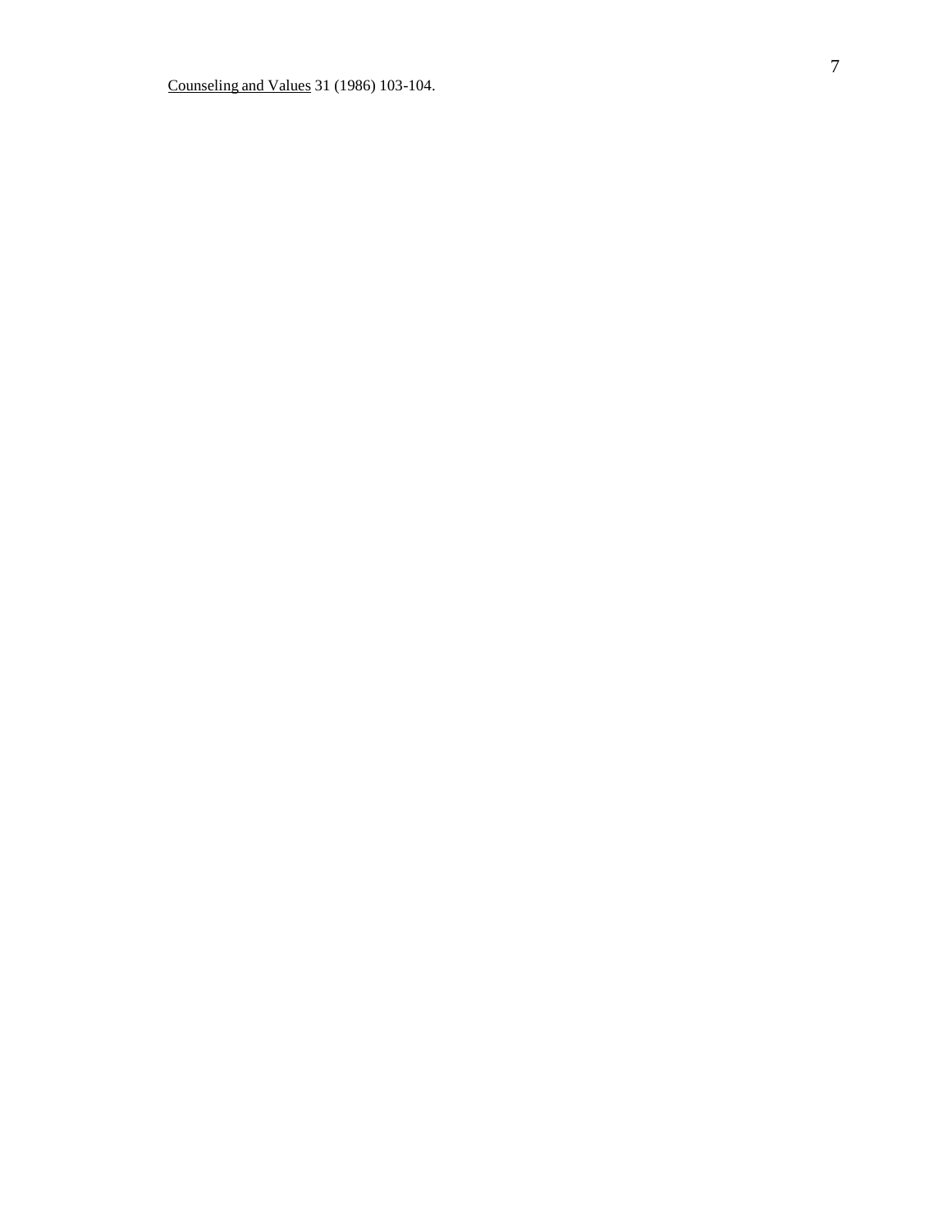Counseling and Values 31 (1986) 103-104.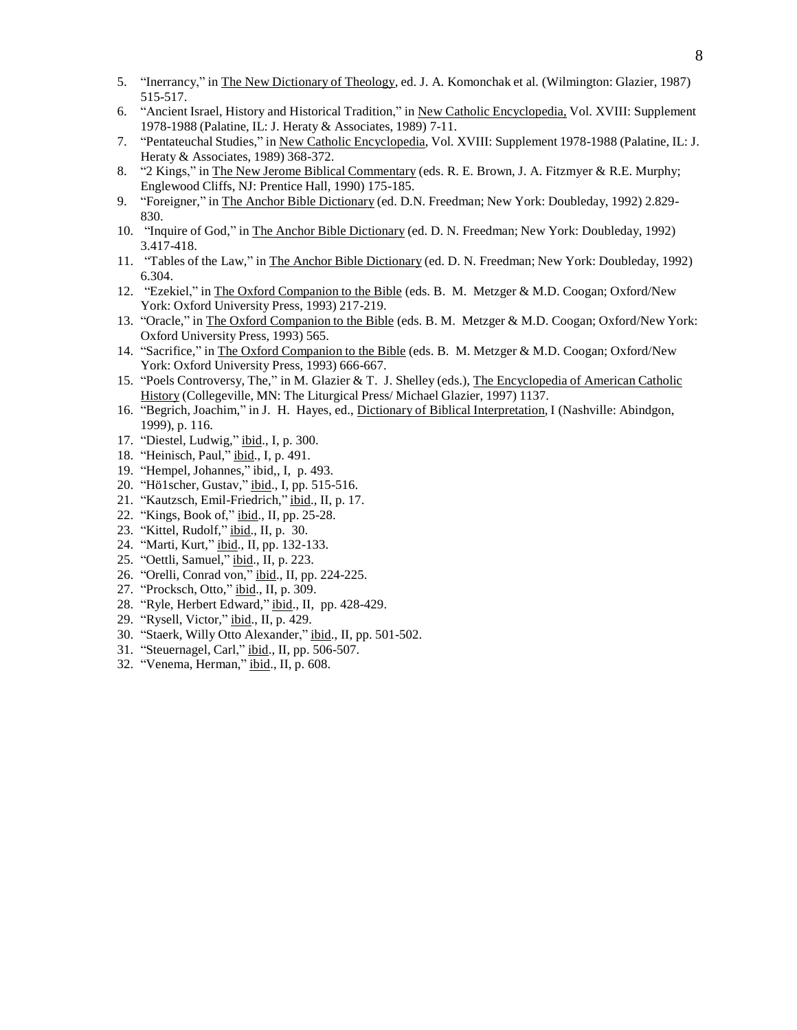5. "Inerrancy," in The New Dictionary of Theology, ed. J. A. Komonchak et al. (Wilmington: Glazier, 1987) 515-517.
6. "Ancient Israel, History and Historical Tradition," in New Catholic Encyclopedia, Vol. XVIII: Supplement 1978-1988 (Palatine, IL: J. Heraty & Associates, 1989) 7-11.
7. "Pentateuchal Studies," in New Catholic Encyclopedia, Vol. XVIII: Supplement 1978-1988 (Palatine, IL: J. Heraty & Associates, 1989) 368-372.
8. "2 Kings," in The New Jerome Biblical Commentary (eds. R. E. Brown, J. A. Fitzmyer & R.E. Murphy; Englewood Cliffs, NJ: Prentice Hall, 1990) 175-185.
9. "Foreigner," in The Anchor Bible Dictionary (ed. D.N. Freedman; New York: Doubleday, 1992) 2.829-830.
10. "Inquire of God," in The Anchor Bible Dictionary (ed. D. N. Freedman; New York: Doubleday, 1992) 3.417-418.
11. "Tables of the Law," in The Anchor Bible Dictionary (ed. D. N. Freedman; New York: Doubleday, 1992) 6.304.
12. "Ezekiel," in The Oxford Companion to the Bible (eds. B. M. Metzger & M.D. Coogan; Oxford/New York: Oxford University Press, 1993) 217-219.
13. "Oracle," in The Oxford Companion to the Bible (eds. B. M. Metzger & M.D. Coogan; Oxford/New York: Oxford University Press, 1993) 565.
14. "Sacrifice," in The Oxford Companion to the Bible (eds. B. M. Metzger & M.D. Coogan; Oxford/New York: Oxford University Press, 1993) 666-667.
15. "Poels Controversy, The," in M. Glazier & T. J. Shelley (eds.), The Encyclopedia of American Catholic History (Collegeville, MN: The Liturgical Press/ Michael Glazier, 1997) 1137.
16. "Begrich, Joachim," in J. H. Hayes, ed., Dictionary of Biblical Interpretation, I (Nashville: Abindgon, 1999), p. 116.
17. "Diestel, Ludwig," ibid., I, p. 300.
18. "Heinisch, Paul," ibid., I, p. 491.
19. "Hempel, Johannes," ibid,, I, p. 493.
20. "Hö1scher, Gustav," ibid., I, pp. 515-516.
21. "Kautzsch, Emil-Friedrich," ibid., II, p. 17.
22. "Kings, Book of," ibid., II, pp. 25-28.
23. "Kittel, Rudolf," ibid., II, p. 30.
24. "Marti, Kurt," ibid., II, pp. 132-133.
25. "Oettli, Samuel," ibid., II, p. 223.
26. "Orelli, Conrad von," ibid., II, pp. 224-225.
27. "Procksch, Otto," ibid., II, p. 309.
28. "Ryle, Herbert Edward," ibid., II, pp. 428-429.
29. "Rysell, Victor," ibid., II, p. 429.
30. "Staerk, Willy Otto Alexander," ibid., II, pp. 501-502.
31. "Steuernagel, Carl," ibid., II, pp. 506-507.
32. "Venema, Herman," ibid., II, p. 608.